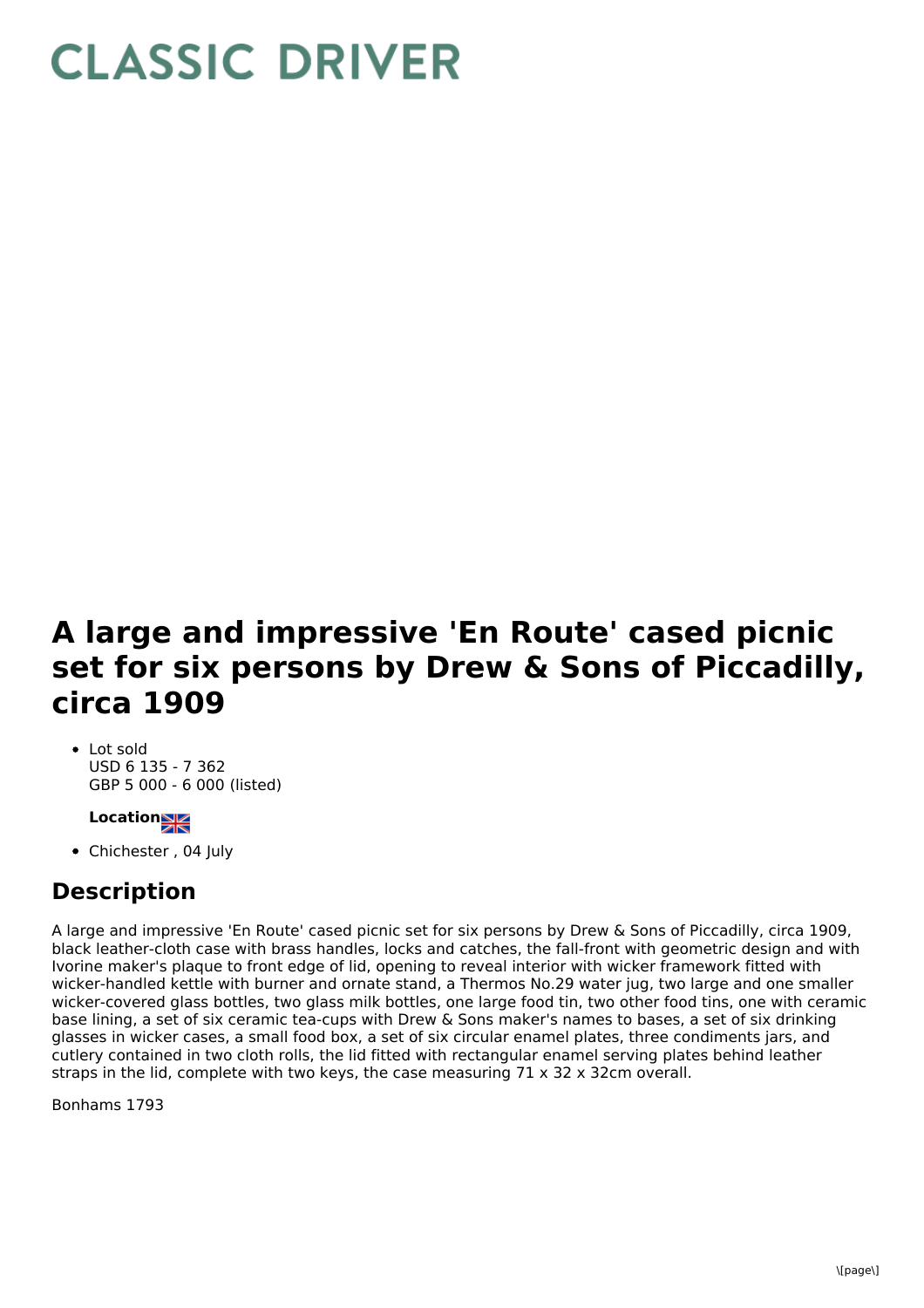# CLASSIC DRIVER

# A large and impressive 'En Route' cased picnic set for six persons by Drew & Sons of Piccadilly, circa 1909

- Lot sold
  USD 6 135 - 7 362
  GBP 5 000 - 6 000 (listed)

**Location**

- Chichester , 04 July

## Description

A large and impressive 'En Route' cased picnic set for six persons by Drew & Sons of Piccadilly, circa 1909, black leather-cloth case with brass handles, locks and catches, the fall-front with geometric design and with Ivorine maker's plaque to front edge of lid, opening to reveal interior with wicker framework fitted with wicker-handled kettle with burner and ornate stand, a Thermos No.29 water jug, two large and one smaller wicker-covered glass bottles, two glass milk bottles, one large food tin, two other food tins, one with ceramic base lining, a set of six ceramic tea-cups with Drew & Sons maker's names to bases, a set of six drinking glasses in wicker cases, a small food box, a set of six circular enamel plates, three condiments jars, and cutlery contained in two cloth rolls, the lid fitted with rectangular enamel serving plates behind leather straps in the lid, complete with two keys, the case measuring 71 x 32 x 32cm overall.

Bonhams 1793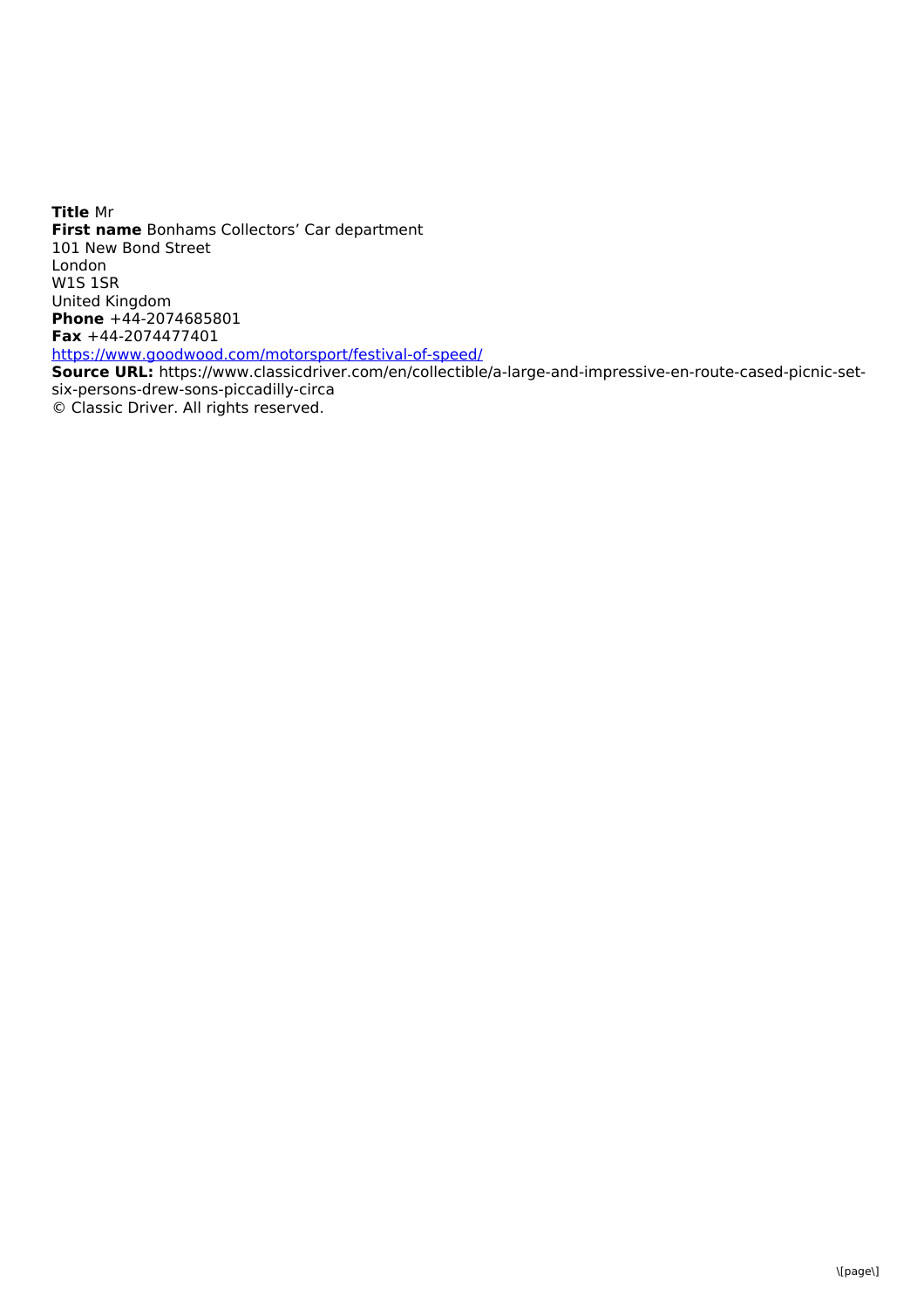**Title** Mr
**First name** Bonhams Collectors' Car department
101 New Bond Street
London
W1S 1SR
United Kingdom
**Phone** +44-2074685801
**Fax** +44-2074477401
[https://www.goodwood.com/motorsport/festival-of-speed/](https://www.goodwood.com/motorsport/festival-of-speed/)
**Source URL:** https://www.classicdriver.com/en/collectible/a-large-and-impressive-en-route-cased-picnic-set-six-persons-drew-sons-piccadilly-circa
© Classic Driver. All rights reserved.